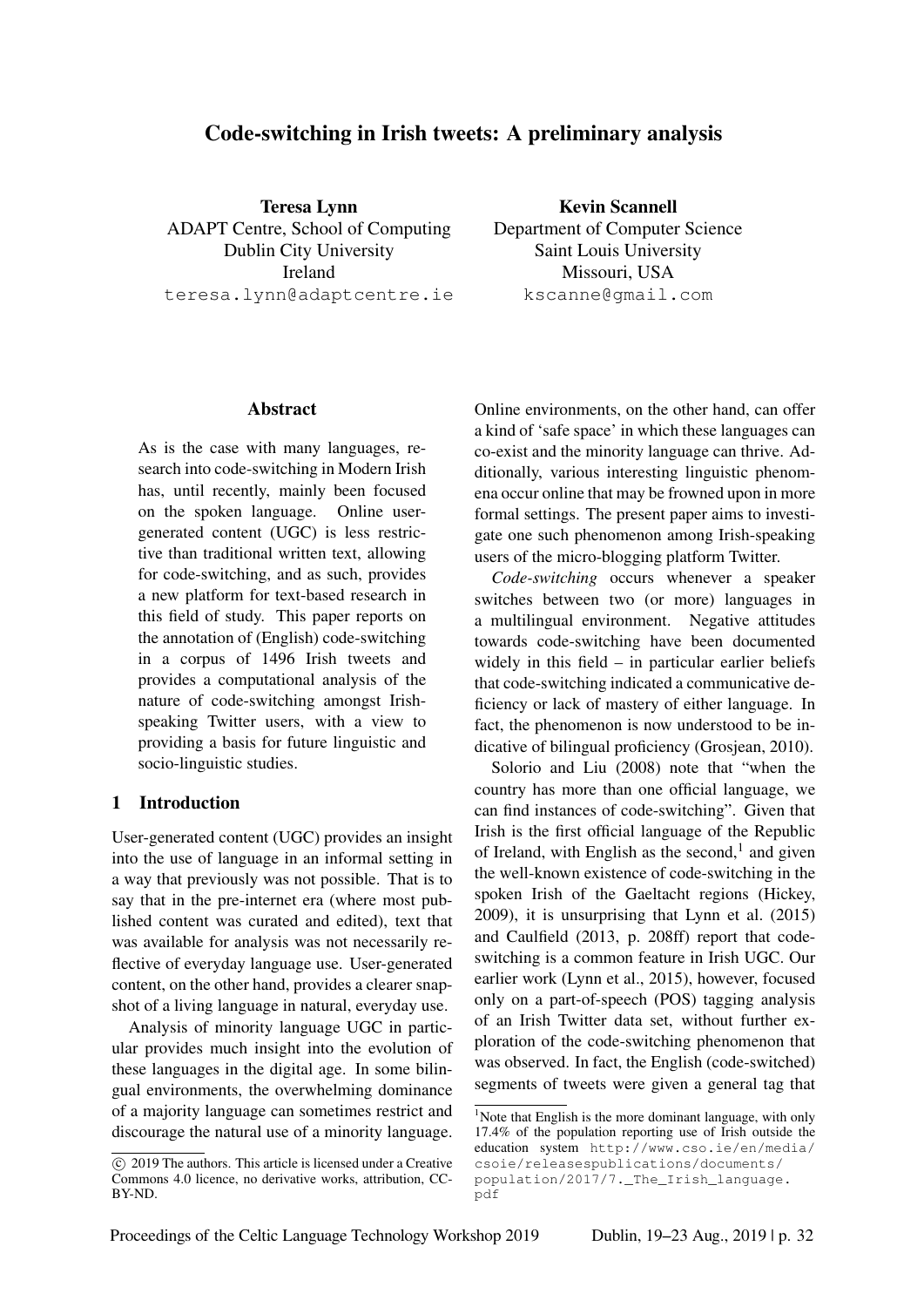# Code-switching in Irish tweets: A preliminary analysis

**Teresa Lynn**
ADAPT Centre, School of Computing
Dublin City University
Ireland
teresa.lynn@adaptcentre.ie

**Kevin Scannell**
Department of Computer Science
Saint Louis University
Missouri, USA
kscanne@gmail.com

## Abstract

As is the case with many languages, research into code-switching in Modern Irish has, until recently, mainly been focused on the spoken language. Online user-generated content (UGC) is less restrictive than traditional written text, allowing for code-switching, and as such, provides a new platform for text-based research in this field of study. This paper reports on the annotation of (English) code-switching in a corpus of 1496 Irish tweets and provides a computational analysis of the nature of code-switching amongst Irish-speaking Twitter users, with a view to providing a basis for future linguistic and socio-linguistic studies.

## 1 Introduction

User-generated content (UGC) provides an insight into the use of language in an informal setting in a way that previously was not possible. That is to say that in the pre-internet era (where most published content was curated and edited), text that was available for analysis was not necessarily reflective of everyday language use. User-generated content, on the other hand, provides a clearer snapshot of a living language in natural, everyday use.

Analysis of minority language UGC in particular provides much insight into the evolution of these languages in the digital age. In some bilingual environments, the overwhelming dominance of a majority language can sometimes restrict and discourage the natural use of a minority language. Online environments, on the other hand, can offer a kind of 'safe space' in which these languages can co-exist and the minority language can thrive. Additionally, various interesting linguistic phenomena occur online that may be frowned upon in more formal settings. The present paper aims to investigate one such phenomenon among Irish-speaking users of the micro-blogging platform Twitter.

*Code-switching* occurs whenever a speaker switches between two (or more) languages in a multilingual environment. Negative attitudes towards code-switching have been documented widely in this field – in particular earlier beliefs that code-switching indicated a communicative deficiency or lack of mastery of either language. In fact, the phenomenon is now understood to be indicative of bilingual proficiency (Grosjean, 2010).

Solorio and Liu (2008) note that "when the country has more than one official language, we can find instances of code-switching". Given that Irish is the first official language of the Republic of Ireland, with English as the second,[1] and given the well-known existence of code-switching in the spoken Irish of the Gaeltacht regions (Hickey, 2009), it is unsurprising that Lynn et al. (2015) and Caulfield (2013, p. 208ff) report that code-switching is a common feature in Irish UGC. Our earlier work (Lynn et al., 2015), however, focused only on a part-of-speech (POS) tagging analysis of an Irish Twitter data set, without further exploration of the code-switching phenomenon that was observed. In fact, the English (code-switched) segments of tweets were given a general tag that

© 2019 The authors. This article is licensed under a Creative Commons 4.0 licence, no derivative works, attribution, CC-BY-ND.

[1] Note that English is the more dominant language, with only 17.4% of the population reporting use of Irish outside the education system http://www.cso.ie/en/media/csoie/releasespublications/documents/population/2017/7._The_Irish_language.pdf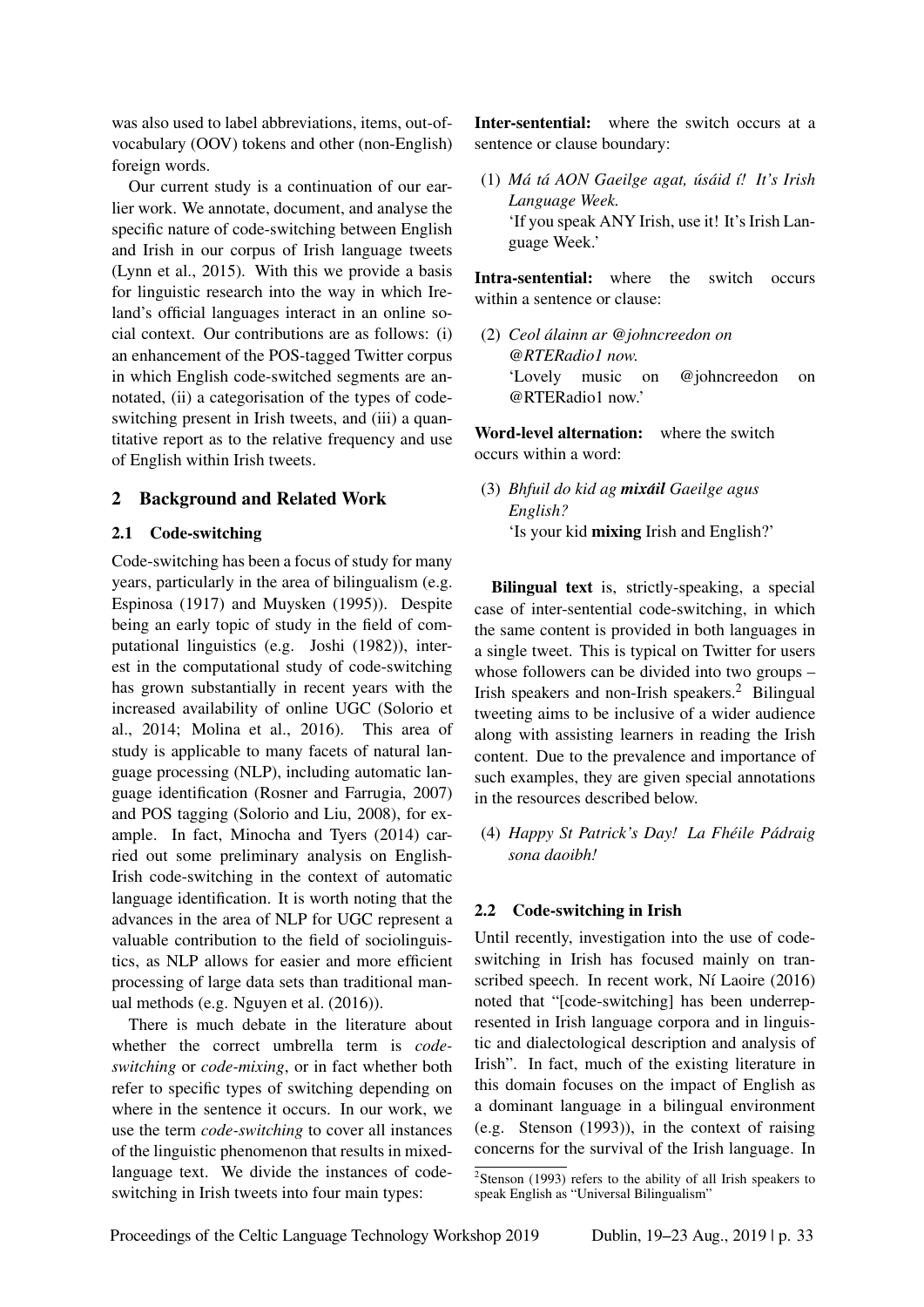was also used to label abbreviations, items, out-of-vocabulary (OOV) tokens and other (non-English) foreign words.

Our current study is a continuation of our earlier work. We annotate, document, and analyse the specific nature of code-switching between English and Irish in our corpus of Irish language tweets (Lynn et al., 2015). With this we provide a basis for linguistic research into the way in which Ireland's official languages interact in an online social context. Our contributions are as follows: (i) an enhancement of the POS-tagged Twitter corpus in which English code-switched segments are annotated, (ii) a categorisation of the types of code-switching present in Irish tweets, and (iii) a quantitative report as to the relative frequency and use of English within Irish tweets.

## 2 Background and Related Work

### 2.1 Code-switching

Code-switching has been a focus of study for many years, particularly in the area of bilingualism (e.g. Espinosa (1917) and Muysken (1995)). Despite being an early topic of study in the field of computational linguistics (e.g. Joshi (1982)), interest in the computational study of code-switching has grown substantially in recent years with the increased availability of online UGC (Solorio et al., 2014; Molina et al., 2016). This area of study is applicable to many facets of natural language processing (NLP), including automatic language identification (Rosner and Farrugia, 2007) and POS tagging (Solorio and Liu, 2008), for example. In fact, Minocha and Tyers (2014) carried out some preliminary analysis on English-Irish code-switching in the context of automatic language identification. It is worth noting that the advances in the area of NLP for UGC represent a valuable contribution to the field of sociolinguistics, as NLP allows for easier and more efficient processing of large data sets than traditional manual methods (e.g. Nguyen et al. (2016)).

There is much debate in the literature about whether the correct umbrella term is *code-switching* or *code-mixing*, or in fact whether both refer to specific types of switching depending on where in the sentence it occurs. In our work, we use the term *code-switching* to cover all instances of the linguistic phenomenon that results in mixed-language text. We divide the instances of code-switching in Irish tweets into four main types:

**Inter-sentential:** where the switch occurs at a sentence or clause boundary:

(1) *Má tá AON Gaeilge agat, úsáid í! It's Irish Language Week.*
'If you speak ANY Irish, use it! It's Irish Language Week.'

**Intra-sentential:** where the switch occurs within a sentence or clause:

(2) *Ceol álainn ar @johncreedon on @RTERadio1 now.*
'Lovely music on @johncreedon on @RTERadio1 now.'

**Word-level alternation:** where the switch occurs within a word:

(3) *Bhfuil do kid ag* ***mixáil*** *Gaeilge agus English?*
'Is your kid **mixing** Irish and English?'

**Bilingual text** is, strictly-speaking, a special case of inter-sentential code-switching, in which the same content is provided in both languages in a single tweet. This is typical on Twitter for users whose followers can be divided into two groups – Irish speakers and non-Irish speakers.[2] Bilingual tweeting aims to be inclusive of a wider audience along with assisting learners in reading the Irish content. Due to the prevalence and importance of such examples, they are given special annotations in the resources described below.

(4) *Happy St Patrick's Day! La Fhéile Pádraig sona daoibh!*

### 2.2 Code-switching in Irish

Until recently, investigation into the use of code-switching in Irish has focused mainly on transcribed speech. In recent work, Ní Laoire (2016) noted that "[code-switching] has been underrepresented in Irish language corpora and in linguistic and dialectological description and analysis of Irish". In fact, much of the existing literature in this domain focuses on the impact of English as a dominant language in a bilingual environment (e.g. Stenson (1993)), in the context of raising concerns for the survival of the Irish language. In

[2] Stenson (1993) refers to the ability of all Irish speakers to speak English as "Universal Bilingualism"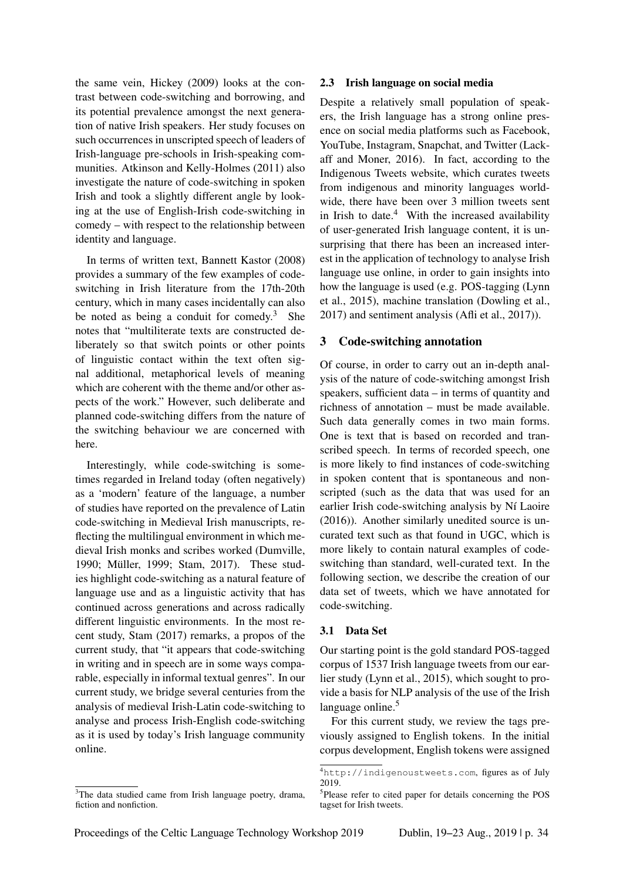the same vein, Hickey (2009) looks at the contrast between code-switching and borrowing, and its potential prevalence amongst the next generation of native Irish speakers. Her study focuses on such occurrences in unscripted speech of leaders of Irish-language pre-schools in Irish-speaking communities. Atkinson and Kelly-Holmes (2011) also investigate the nature of code-switching in spoken Irish and took a slightly different angle by looking at the use of English-Irish code-switching in comedy – with respect to the relationship between identity and language.

In terms of written text, Bannett Kastor (2008) provides a summary of the few examples of code-switching in Irish literature from the 17th-20th century, which in many cases incidentally can also be noted as being a conduit for comedy.[3] She notes that "multiliterate texts are constructed deliberately so that switch points or other points of linguistic contact within the text often signal additional, metaphorical levels of meaning which are coherent with the theme and/or other aspects of the work." However, such deliberate and planned code-switching differs from the nature of the switching behaviour we are concerned with here.

Interestingly, while code-switching is sometimes regarded in Ireland today (often negatively) as a 'modern' feature of the language, a number of studies have reported on the prevalence of Latin code-switching in Medieval Irish manuscripts, reflecting the multilingual environment in which medieval Irish monks and scribes worked (Dumville, 1990; Müller, 1999; Stam, 2017). These studies highlight code-switching as a natural feature of language use and as a linguistic activity that has continued across generations and across radically different linguistic environments. In the most recent study, Stam (2017) remarks, a propos of the current study, that "it appears that code-switching in writing and in speech are in some ways comparable, especially in informal textual genres". In our current study, we bridge several centuries from the analysis of medieval Irish-Latin code-switching to analyse and process Irish-English code-switching as it is used by today's Irish language community online.

[3]The data studied came from Irish language poetry, drama, fiction and nonfiction.

### 2.3 Irish language on social media

Despite a relatively small population of speakers, the Irish language has a strong online presence on social media platforms such as Facebook, YouTube, Instagram, Snapchat, and Twitter (Lackaff and Moner, 2016). In fact, according to the Indigenous Tweets website, which curates tweets from indigenous and minority languages worldwide, there have been over 3 million tweets sent in Irish to date.[4] With the increased availability of user-generated Irish language content, it is unsurprising that there has been an increased interest in the application of technology to analyse Irish language use online, in order to gain insights into how the language is used (e.g. POS-tagging (Lynn et al., 2015), machine translation (Dowling et al., 2017) and sentiment analysis (Afli et al., 2017)).

## 3 Code-switching annotation

Of course, in order to carry out an in-depth analysis of the nature of code-switching amongst Irish speakers, sufficient data – in terms of quantity and richness of annotation – must be made available. Such data generally comes in two main forms. One is text that is based on recorded and transcribed speech. In terms of recorded speech, one is more likely to find instances of code-switching in spoken content that is spontaneous and non-scripted (such as the data that was used for an earlier Irish code-switching analysis by Ní Laoire (2016)). Another similarly unedited source is uncurated text such as that found in UGC, which is more likely to contain natural examples of code-switching than standard, well-curated text. In the following section, we describe the creation of our data set of tweets, which we have annotated for code-switching.

### 3.1 Data Set

Our starting point is the gold standard POS-tagged corpus of 1537 Irish language tweets from our earlier study (Lynn et al., 2015), which sought to provide a basis for NLP analysis of the use of the Irish language online.[5]

For this current study, we review the tags previously assigned to English tokens. In the initial corpus development, English tokens were assigned

[4]`http://indigenoustweets.com`, figures as of July 2019.

[5]Please refer to cited paper for details concerning the POS tagset for Irish tweets.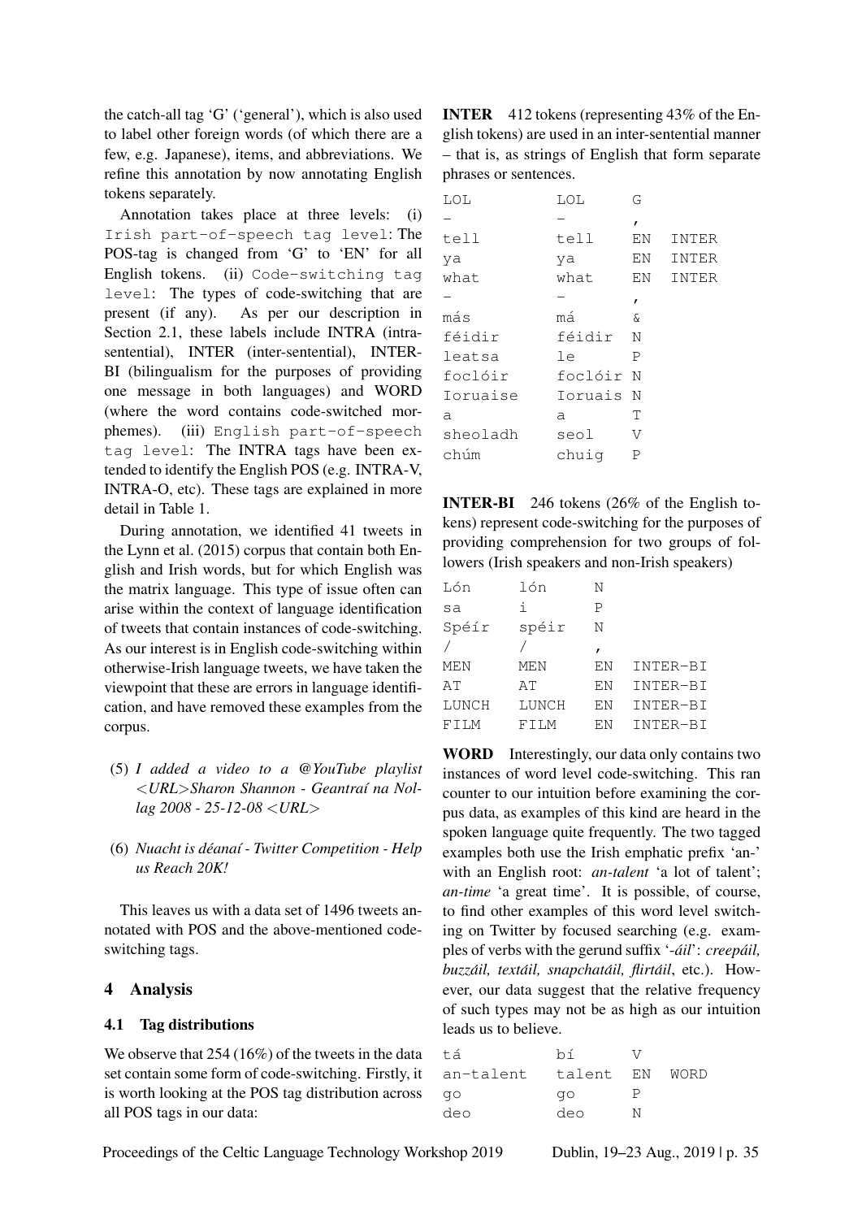the catch-all tag 'G' ('general'), which is also used to label other foreign words (of which there are a few, e.g. Japanese), items, and abbreviations. We refine this annotation by now annotating English tokens separately.

Annotation takes place at three levels: (i) `Irish part-of-speech tag level`: The POS-tag is changed from 'G' to 'EN' for all English tokens. (ii) `Code-switching tag level`: The types of code-switching that are present (if any). As per our description in Section 2.1, these labels include INTRA (intra-sentential), INTER (inter-sentential), INTER-BI (bilingualism for the purposes of providing one message in both languages) and WORD (where the word contains code-switched morphemes). (iii) `English part-of-speech tag level`: The INTRA tags have been extended to identify the English POS (e.g. INTRA-V, INTRA-O, etc). These tags are explained in more detail in Table 1.

During annotation, we identified 41 tweets in the Lynn et al. (2015) corpus that contain both English and Irish words, but for which English was the matrix language. This type of issue often can arise within the context of language identification of tweets that contain instances of code-switching. As our interest is in English code-switching within otherwise-Irish language tweets, we have taken the viewpoint that these are errors in language identification, and have removed these examples from the corpus.

(5) *I added a video to a @YouTube playlist <URL>Sharon Shannon - Geantraí na Nollag 2008 - 25-12-08 <URL>*

(6) *Nuacht is déanaí - Twitter Competition - Help us Reach 20K!*

This leaves us with a data set of 1496 tweets annotated with POS and the above-mentioned code-switching tags.

## 4 Analysis

### 4.1 Tag distributions

We observe that 254 (16%) of the tweets in the data set contain some form of code-switching. Firstly, it is worth looking at the POS tag distribution across all POS tags in our data:

**INTER** 412 tokens (representing 43% of the English tokens) are used in an inter-sentential manner – that is, as strings of English that form separate phrases or sentences.

```
LOL        LOL      G
–          –        ,
tell       tell     EN   INTER
ya         ya       EN   INTER
what       what     EN   INTER
–          –        ,
más        má       &
féidir     féidir   N
leatsa     le       P
foclóir    foclóir  N
Ioruaise   Ioruais  N
a          a        T
sheoladh   seol     V
chúm       chuig    P
```

**INTER-BI** 246 tokens (26% of the English tokens) represent code-switching for the purposes of providing comprehension for two groups of followers (Irish speakers and non-Irish speakers)

```
Lón     lón     N
sa      i       P
Spéir   spéir   N
/       /       ,
MEN     MEN     EN   INTER-BI
AT      AT      EN   INTER-BI
LUNCH   LUNCH   EN   INTER-BI
FILM    FILM    EN   INTER-BI
```

**WORD** Interestingly, our data only contains two instances of word level code-switching. This ran counter to our intuition before examining the corpus data, as examples of this kind are heard in the spoken language quite frequently. The two tagged examples both use the Irish emphatic prefix 'an-' with an English root: *an-talent* 'a lot of talent'; *an-time* 'a great time'. It is possible, of course, to find other examples of this word level switching on Twitter by focused searching (e.g. examples of verbs with the gerund suffix '*-áil*': *creepáil, buzzáil, textáil, snapchatáil, flirtáil*, etc.). However, our data suggest that the relative frequency of such types may not be as high as our intuition leads us to believe.

```
tá          bí       V
an-talent   talent   EN   WORD
go          go       P
deo         deo      N
```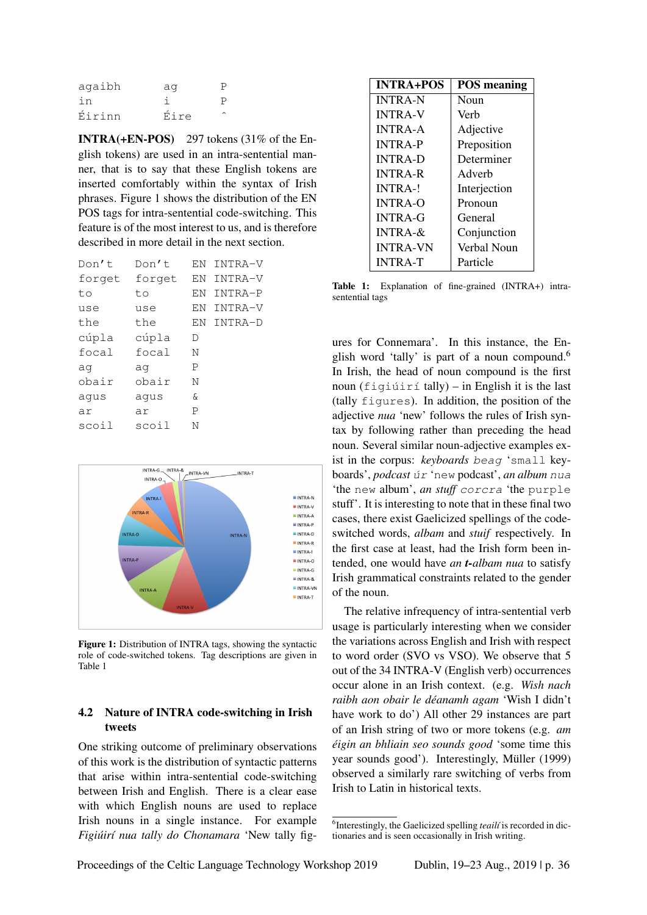```
agaibh    ag      P
in        i       P
Éirinn    Éire    ^
```

**INTRA(+EN-POS)** 297 tokens (31% of the English tokens) are used in an intra-sentential manner, that is to say that these English tokens are inserted comfortably within the syntax of Irish phrases. Figure 1 shows the distribution of the EN POS tags for intra-sentential code-switching. This feature is of the most interest to us, and is therefore described in more detail in the next section.

```
Don't     Don't     EN  INTRA-V
forget    forget    EN  INTRA-V
to        to        EN  INTRA-P
use       use       EN  INTRA-V
the       the       EN  INTRA-D
cúpla     cúpla     D
focal     focal     N
ag        ag        P
obair     obair     N
agus      agus      &
ar        ar        P
scoil     scoil     N
```

Figure 1: Distribution of INTRA tags, showing the syntactic role of code-switched tokens. Tag descriptions are given in Table 1

| INTRA+POS | POS meaning |
|---|---|
| INTRA-N | Noun |
| INTRA-V | Verb |
| INTRA-A | Adjective |
| INTRA-P | Preposition |
| INTRA-D | Determiner |
| INTRA-R | Adverb |
| INTRA-! | Interjection |
| INTRA-O | Pronoun |
| INTRA-G | General |
| INTRA-& | Conjunction |
| INTRA-VN | Verbal Noun |
| INTRA-T | Particle |

**Table 1:** Explanation of fine-grained (INTRA+) intra-sentential tags

### 4.2 Nature of INTRA code-switching in Irish tweets

One striking outcome of preliminary observations of this work is the distribution of syntactic patterns that arise within intra-sentential code-switching between Irish and English. There is a clear ease with which English nouns are used to replace Irish nouns in a single instance. For example *Figiúirí nua tally do Chonamara* 'New tally figures for Connemara'. In this instance, the English word 'tally' is part of a noun compound.[6] In Irish, the head of noun compound is the first noun (`figiúirí` tally) – in English it is the last (tally `figures`). In addition, the position of the adjective *nua* 'new' follows the rules of Irish syntax by following rather than preceding the head noun. Several similar noun-adjective examples exist in the corpus: *keyboards* `beag` 'small keyboards', *podcast* `úr` 'new podcast', *an album* `nua` 'the new album', *an stuff* `corcra` 'the purple stuff'. It is interesting to note that in these final two cases, there exist Gaelicized spellings of the code-switched words, *albam* and *stuif* respectively. In the first case at least, had the Irish form been intended, one would have *an **t**-albam nua* to satisfy Irish grammatical constraints related to the gender of the noun.

The relative infrequency of intra-sentential verb usage is particularly interesting when we consider the variations across English and Irish with respect to word order (SVO vs VSO). We observe that 5 out of the 34 INTRA-V (English verb) occurrences occur alone in an Irish context. (e.g. *Wish nach raibh aon obair le déanamh agam* 'Wish I didn't have work to do') All other 29 instances are part of an Irish string of two or more tokens (e.g. *am éigin an bhliain seo sounds good* 'some time this year sounds good'). Interestingly, Müller (1999) observed a similarly rare switching of verbs from Irish to Latin in historical texts.

[6] Interestingly, the Gaelicized spelling *teailí* is recorded in dictionaries and is seen occasionally in Irish writing.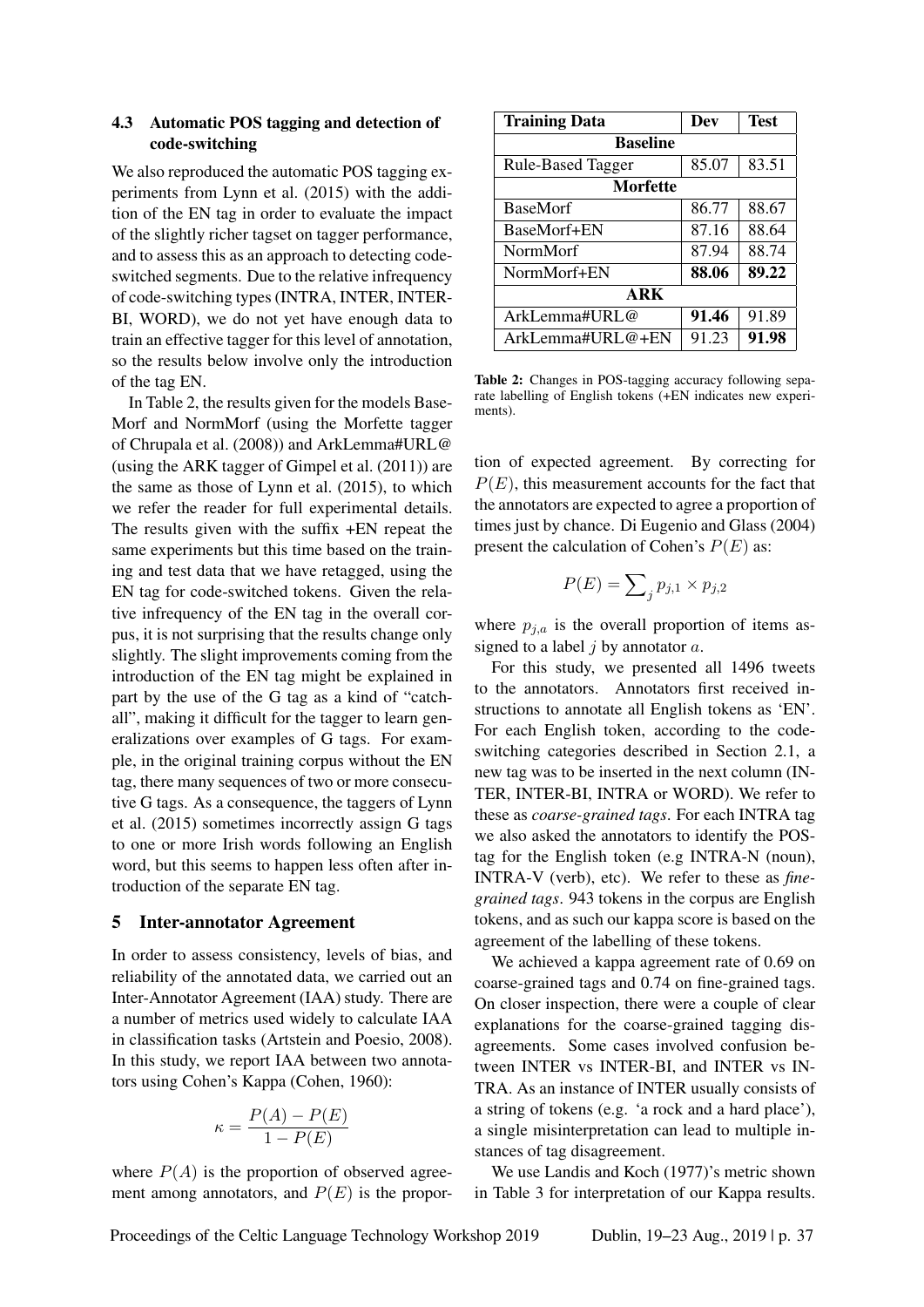### 4.3 Automatic POS tagging and detection of code-switching

We also reproduced the automatic POS tagging experiments from Lynn et al. (2015) with the addition of the EN tag in order to evaluate the impact of the slightly richer tagset on tagger performance, and to assess this as an approach to detecting code-switched segments. Due to the relative infrequency of code-switching types (INTRA, INTER, INTER-BI, WORD), we do not yet have enough data to train an effective tagger for this level of annotation, so the results below involve only the introduction of the tag EN.

In Table 2, the results given for the models BaseMorf and NormMorf (using the Morfette tagger of Chrupala et al. (2008)) and ArkLemma#URL@ (using the ARK tagger of Gimpel et al. (2011)) are the same as those of Lynn et al. (2015), to which we refer the reader for full experimental details. The results given with the suffix +EN repeat the same experiments but this time based on the training and test data that we have retagged, using the EN tag for code-switched tokens. Given the relative infrequency of the EN tag in the overall corpus, it is not surprising that the results change only slightly. The slight improvements coming from the introduction of the EN tag might be explained in part by the use of the G tag as a kind of "catch-all", making it difficult for the tagger to learn generalizations over examples of G tags. For example, in the original training corpus without the EN tag, there many sequences of two or more consecutive G tags. As a consequence, the taggers of Lynn et al. (2015) sometimes incorrectly assign G tags to one or more Irish words following an English word, but this seems to happen less often after introduction of the separate EN tag.

| Training Data | Dev | Test |
|---|---|---|
| **Baseline** | | |
| Rule-Based Tagger | 85.07 | 83.51 |
| **Morfette** | | |
| BaseMorf | 86.77 | 88.67 |
| BaseMorf+EN | 87.16 | 88.64 |
| NormMorf | 87.94 | 88.74 |
| NormMorf+EN | **88.06** | **89.22** |
| **ARK** | | |
| ArkLemma#URL@ | **91.46** | 91.89 |
| ArkLemma#URL@+EN | 91.23 | **91.98** |

**Table 2:** Changes in POS-tagging accuracy following separate labelling of English tokens (+EN indicates new experiments).

## 5 Inter-annotator Agreement

In order to assess consistency, levels of bias, and reliability of the annotated data, we carried out an Inter-Annotator Agreement (IAA) study. There are a number of metrics used widely to calculate IAA in classification tasks (Artstein and Poesio, 2008). In this study, we report IAA between two annotators using Cohen's Kappa (Cohen, 1960):

$$\kappa = \frac{P(A) - P(E)}{1 - P(E)}$$

where $P(A)$ is the proportion of observed agreement among annotators, and $P(E)$ is the proportion of expected agreement. By correcting for $P(E)$, this measurement accounts for the fact that the annotators are expected to agree a proportion of times just by chance. Di Eugenio and Glass (2004) present the calculation of Cohen's $P(E)$ as:

$$P(E) = \sum_j p_{j,1} \times p_{j,2}$$

where $p_{j,a}$ is the overall proportion of items assigned to a label $j$ by annotator $a$.

For this study, we presented all 1496 tweets to the annotators. Annotators first received instructions to annotate all English tokens as 'EN'. For each English token, according to the code-switching categories described in Section 2.1, a new tag was to be inserted in the next column (INTER, INTER-BI, INTRA or WORD). We refer to these as *coarse-grained tags*. For each INTRA tag we also asked the annotators to identify the POS-tag for the English token (e.g INTRA-N (noun), INTRA-V (verb), etc). We refer to these as *fine-grained tags*. 943 tokens in the corpus are English tokens, and as such our kappa score is based on the agreement of the labelling of these tokens.

We achieved a kappa agreement rate of 0.69 on coarse-grained tags and 0.74 on fine-grained tags. On closer inspection, there were a couple of clear explanations for the coarse-grained tagging disagreements. Some cases involved confusion between INTER vs INTER-BI, and INTER vs INTRA. As an instance of INTER usually consists of a string of tokens (e.g. 'a rock and a hard place'), a single misinterpretation can lead to multiple instances of tag disagreement.

We use Landis and Koch (1977)'s metric shown in Table 3 for interpretation of our Kappa results.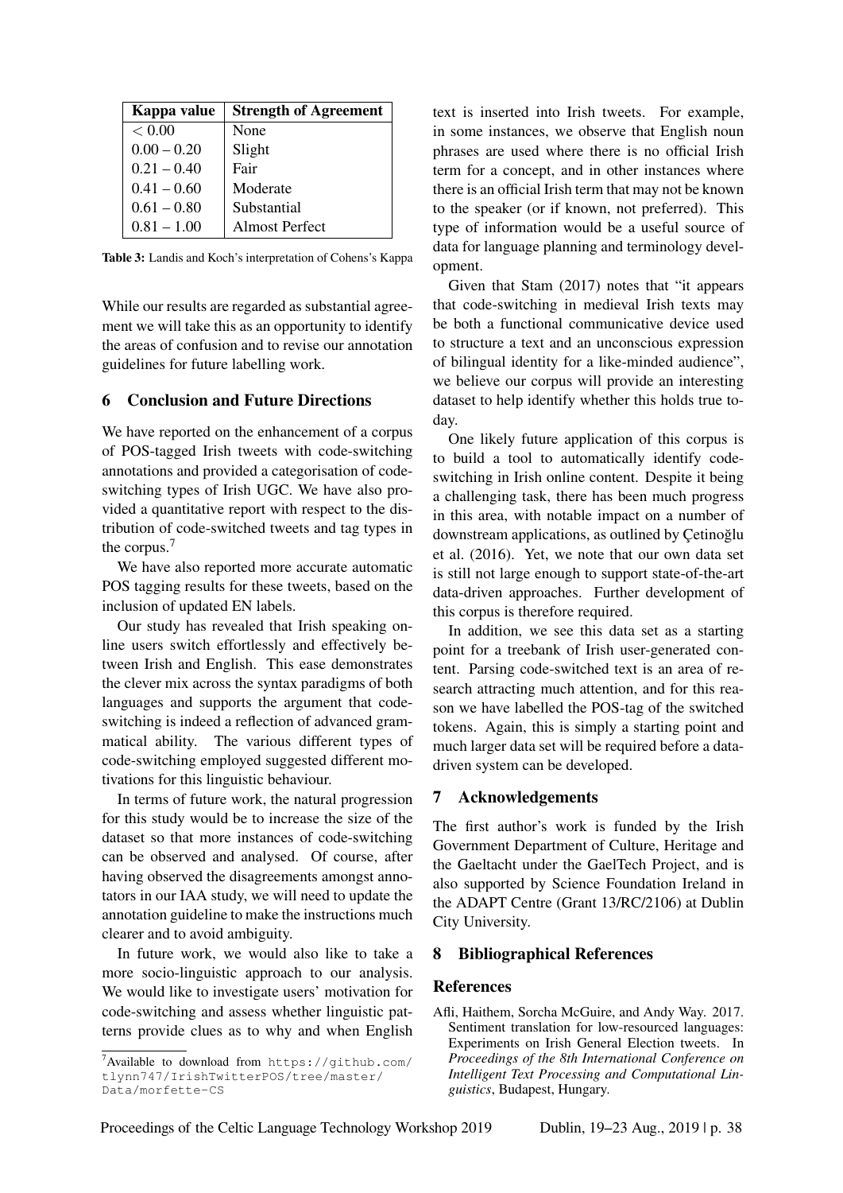| Kappa value | Strength of Agreement |
|---|---|
| < 0.00 | None |
| 0.00 – 0.20 | Slight |
| 0.21 – 0.40 | Fair |
| 0.41 – 0.60 | Moderate |
| 0.61 – 0.80 | Substantial |
| 0.81 – 1.00 | Almost Perfect |

**Table 3:** Landis and Koch's interpretation of Cohens's Kappa

While our results are regarded as substantial agreement we will take this as an opportunity to identify the areas of confusion and to revise our annotation guidelines for future labelling work.

## 6 Conclusion and Future Directions

We have reported on the enhancement of a corpus of POS-tagged Irish tweets with code-switching annotations and provided a categorisation of code-switching types of Irish UGC. We have also provided a quantitative report with respect to the distribution of code-switched tweets and tag types in the corpus.[7]

We have also reported more accurate automatic POS tagging results for these tweets, based on the inclusion of updated EN labels.

Our study has revealed that Irish speaking online users switch effortlessly and effectively between Irish and English. This ease demonstrates the clever mix across the syntax paradigms of both languages and supports the argument that code-switching is indeed a reflection of advanced grammatical ability. The various different types of code-switching employed suggested different motivations for this linguistic behaviour.

In terms of future work, the natural progression for this study would be to increase the size of the dataset so that more instances of code-switching can be observed and analysed. Of course, after having observed the disagreements amongst annotators in our IAA study, we will need to update the annotation guideline to make the instructions much clearer and to avoid ambiguity.

In future work, we would also like to take a more socio-linguistic approach to our analysis. We would like to investigate users' motivation for code-switching and assess whether linguistic patterns provide clues as to why and when English text is inserted into Irish tweets. For example, in some instances, we observe that English noun phrases are used where there is no official Irish term for a concept, and in other instances where there is an official Irish term that may not be known to the speaker (or if known, not preferred). This type of information would be a useful source of data for language planning and terminology development.

Given that Stam (2017) notes that "it appears that code-switching in medieval Irish texts may be both a functional communicative device used to structure a text and an unconscious expression of bilingual identity for a like-minded audience", we believe our corpus will provide an interesting dataset to help identify whether this holds true today.

One likely future application of this corpus is to build a tool to automatically identify code-switching in Irish online content. Despite it being a challenging task, there has been much progress in this area, with notable impact on a number of downstream applications, as outlined by Çetinoğlu et al. (2016). Yet, we note that our own data set is still not large enough to support state-of-the-art data-driven approaches. Further development of this corpus is therefore required.

In addition, we see this data set as a starting point for a treebank of Irish user-generated content. Parsing code-switched text is an area of research attracting much attention, and for this reason we have labelled the POS-tag of the switched tokens. Again, this is simply a starting point and much larger data set will be required before a data-driven system can be developed.

[7] Available to download from https://github.com/tlynn747/IrishTwitterPOS/tree/master/Data/morfette-CS

## 7 Acknowledgements

The first author's work is funded by the Irish Government Department of Culture, Heritage and the Gaeltacht under the GaelTech Project, and is also supported by Science Foundation Ireland in the ADAPT Centre (Grant 13/RC/2106) at Dublin City University.

## 8 Bibliographical References

### References

Afli, Haithem, Sorcha McGuire, and Andy Way. 2017. Sentiment translation for low-resourced languages: Experiments on Irish General Election tweets. In *Proceedings of the 8th International Conference on Intelligent Text Processing and Computational Linguistics*, Budapest, Hungary.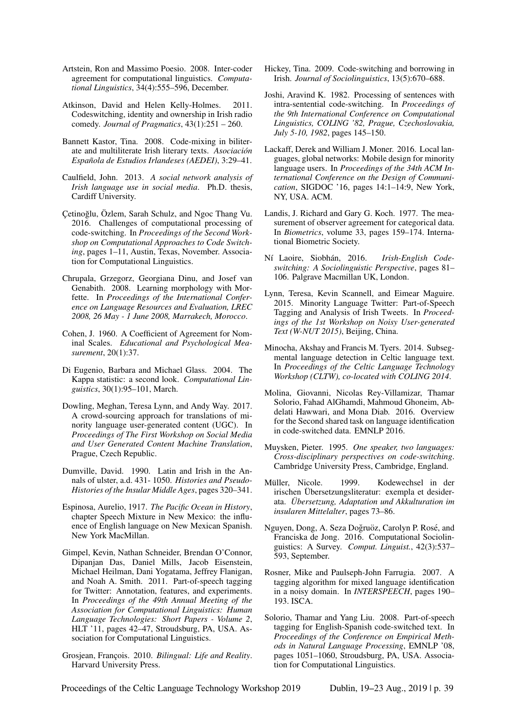Artstein, Ron and Massimo Poesio. 2008. Inter-coder agreement for computational linguistics. *Computational Linguistics*, 34(4):555–596, December.

Atkinson, David and Helen Kelly-Holmes. 2011. Codeswitching, identity and ownership in Irish radio comedy. *Journal of Pragmatics*, 43(1):251 – 260.

Bannett Kastor, Tina. 2008. Code-mixing in biliterate and multiliterate Irish literary texts. *Asociación Española de Estudios Irlandeses (AEDEI)*, 3:29–41.

Caulfield, John. 2013. *A social network analysis of Irish language use in social media*. Ph.D. thesis, Cardiff University.

Çetinoğlu, Özlem, Sarah Schulz, and Ngoc Thang Vu. 2016. Challenges of computational processing of code-switching. In *Proceedings of the Second Workshop on Computational Approaches to Code Switching*, pages 1–11, Austin, Texas, November. Association for Computational Linguistics.

Chrupala, Grzegorz, Georgiana Dinu, and Josef van Genabith. 2008. Learning morphology with Morfette. In *Proceedings of the International Conference on Language Resources and Evaluation, LREC 2008, 26 May - 1 June 2008, Marrakech, Morocco*.

Cohen, J. 1960. A Coefficient of Agreement for Nominal Scales. *Educational and Psychological Measurement*, 20(1):37.

Di Eugenio, Barbara and Michael Glass. 2004. The Kappa statistic: a second look. *Computational Linguistics*, 30(1):95–101, March.

Dowling, Meghan, Teresa Lynn, and Andy Way. 2017. A crowd-sourcing approach for translations of minority language user-generated content (UGC). In *Proceedings of The First Workshop on Social Media and User Generated Content Machine Translation*, Prague, Czech Republic.

Dumville, David. 1990. Latin and Irish in the Annals of ulster, a.d. 431- 1050. *Histories and Pseudo-Histories of the Insular Middle Ages*, pages 320–341.

Espinosa, Aurelio, 1917. *The Pacific Ocean in History*, chapter Speech Mixture in New Mexico: the influence of English language on New Mexican Spanish. New York MacMillan.

Gimpel, Kevin, Nathan Schneider, Brendan O'Connor, Dipanjan Das, Daniel Mills, Jacob Eisenstein, Michael Heilman, Dani Yogatama, Jeffrey Flanigan, and Noah A. Smith. 2011. Part-of-speech tagging for Twitter: Annotation, features, and experiments. In *Proceedings of the 49th Annual Meeting of the Association for Computational Linguistics: Human Language Technologies: Short Papers - Volume 2*, HLT '11, pages 42–47, Stroudsburg, PA, USA. Association for Computational Linguistics.

Grosjean, François. 2010. *Bilingual: Life and Reality*. Harvard University Press.

Hickey, Tina. 2009. Code-switching and borrowing in Irish. *Journal of Sociolinguistics*, 13(5):670–688.

Joshi, Aravind K. 1982. Processing of sentences with intra-sentential code-switching. In *Proceedings of the 9th International Conference on Computational Linguistics, COLING '82, Prague, Czechoslovakia, July 5-10, 1982*, pages 145–150.

Lackaff, Derek and William J. Moner. 2016. Local languages, global networks: Mobile design for minority language users. In *Proceedings of the 34th ACM International Conference on the Design of Communication*, SIGDOC '16, pages 14:1–14:9, New York, NY, USA. ACM.

Landis, J. Richard and Gary G. Koch. 1977. The measurement of observer agreement for categorical data. In *Biometrics*, volume 33, pages 159–174. International Biometric Society.

Ní Laoire, Siobhán, 2016. *Irish-English Code-switching: A Sociolinguistic Perspective*, pages 81–106. Palgrave Macmillan UK, London.

Lynn, Teresa, Kevin Scannell, and Eimear Maguire. 2015. Minority Language Twitter: Part-of-Speech Tagging and Analysis of Irish Tweets. In *Proceedings of the 1st Workshop on Noisy User-generated Text (W-NUT 2015)*, Beijing, China.

Minocha, Akshay and Francis M. Tyers. 2014. Subsegmental language detection in Celtic language text. In *Proceedings of the Celtic Language Technology Workshop (CLTW), co-located with COLING 2014*.

Molina, Giovanni, Nicolas Rey-Villamizar, Thamar Solorio, Fahad AlGhamdi, Mahmoud Ghoneim, Abdelati Hawwari, and Mona Diab. 2016. Overview for the Second shared task on language identification in code-switched data. EMNLP 2016.

Muysken, Pieter. 1995. *One speaker, two languages: Cross-disciplinary perspectives on code-switching*. Cambridge University Press, Cambridge, England.

Müller, Nicole. 1999. Kodewechsel in der irischen Übersetzungsliteratur: exempla et desiderata. *Übersetzung, Adaptation und Akkulturation im insularen Mittelalter*, pages 73–86.

Nguyen, Dong, A. Seza Doğruöz, Carolyn P. Rosé, and Franciska de Jong. 2016. Computational Sociolinguistics: A Survey. *Comput. Linguist.*, 42(3):537–593, September.

Rosner, Mike and Paulseph-John Farrugia. 2007. A tagging algorithm for mixed language identification in a noisy domain. In *INTERSPEECH*, pages 190–193. ISCA.

Solorio, Thamar and Yang Liu. 2008. Part-of-speech tagging for English-Spanish code-switched text. In *Proceedings of the Conference on Empirical Methods in Natural Language Processing*, EMNLP '08, pages 1051–1060, Stroudsburg, PA, USA. Association for Computational Linguistics.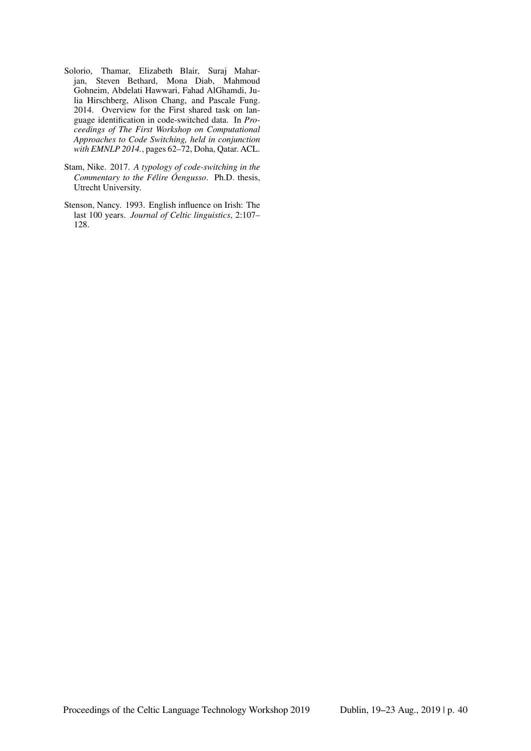Solorio, Thamar, Elizabeth Blair, Suraj Maharjan, Steven Bethard, Mona Diab, Mahmoud Gohneim, Abdelati Hawwari, Fahad AlGhamdi, Julia Hirschberg, Alison Chang, and Pascale Fung. 2014. Overview for the First shared task on language identification in code-switched data. In *Proceedings of The First Workshop on Computational Approaches to Code Switching, held in conjunction with EMNLP 2014.*, pages 62–72, Doha, Qatar. ACL.

Stam, Nike. 2017. *A typology of code-switching in the Commentary to the Félire Óengusso*. Ph.D. thesis, Utrecht University.

Stenson, Nancy. 1993. English influence on Irish: The last 100 years. *Journal of Celtic linguistics*, 2:107–128.